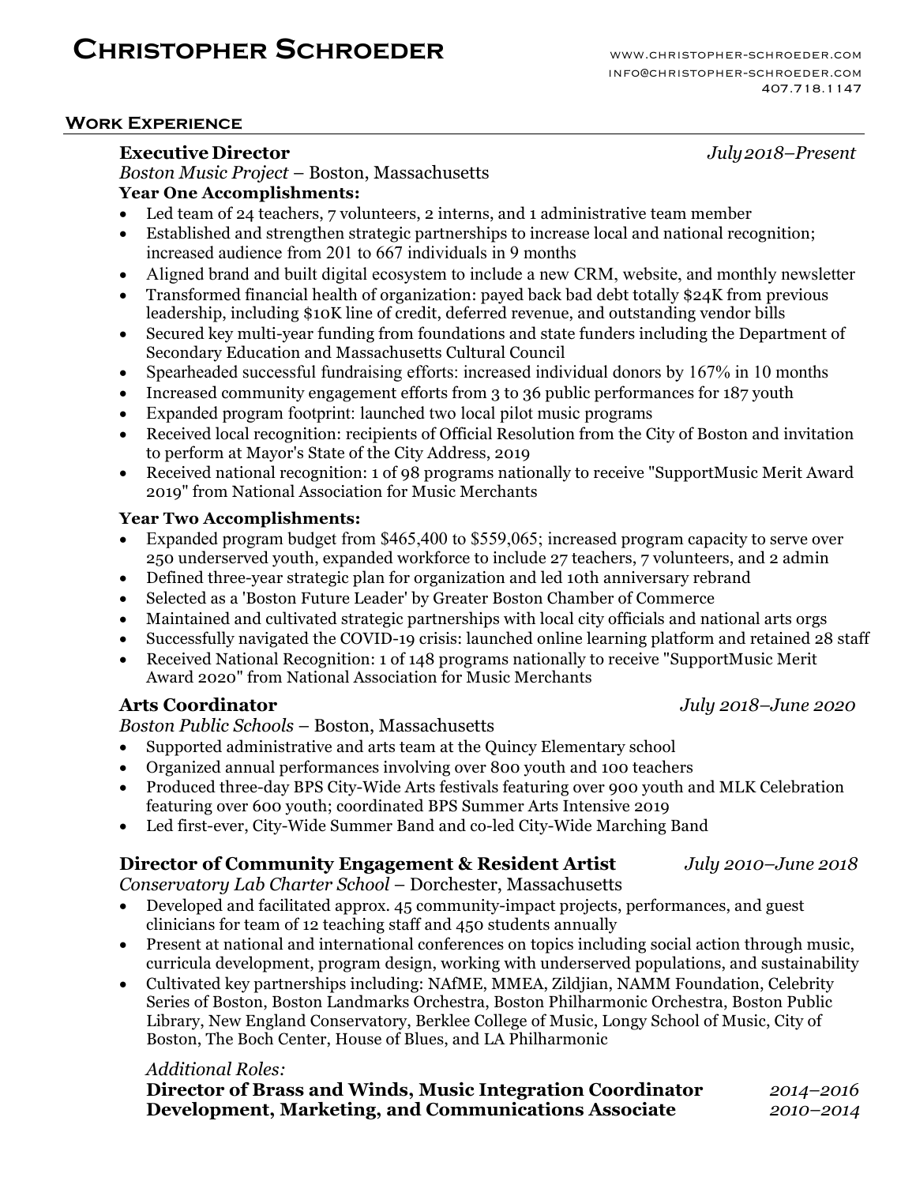# Christopher Schroeder

www.christopher-schroeder.com
info@christopher-schroeder.com
407.718.1147

## Work Experience

### Executive Director — *July 2018–Present*

*Boston Music Project* – Boston, Massachusetts

**Year One Accomplishments:**

- Led team of 24 teachers, 7 volunteers, 2 interns, and 1 administrative team member
- Established and strengthen strategic partnerships to increase local and national recognition; increased audience from 201 to 667 individuals in 9 months
- Aligned brand and built digital ecosystem to include a new CRM, website, and monthly newsletter
- Transformed financial health of organization: payed back bad debt totally $24K from previous leadership, including $10K line of credit, deferred revenue, and outstanding vendor bills
- Secured key multi-year funding from foundations and state funders including the Department of Secondary Education and Massachusetts Cultural Council
- Spearheaded successful fundraising efforts: increased individual donors by 167% in 10 months
- Increased community engagement efforts from 3 to 36 public performances for 187 youth
- Expanded program footprint: launched two local pilot music programs
- Received local recognition: recipients of Official Resolution from the City of Boston and invitation to perform at Mayor's State of the City Address, 2019
- Received national recognition: 1 of 98 programs nationally to receive "SupportMusic Merit Award 2019" from National Association for Music Merchants

**Year Two Accomplishments:**

- Expanded program budget from $465,400 to $559,065; increased program capacity to serve over 250 underserved youth, expanded workforce to include 27 teachers, 7 volunteers, and 2 admin
- Defined three-year strategic plan for organization and led 10th anniversary rebrand
- Selected as a 'Boston Future Leader' by Greater Boston Chamber of Commerce
- Maintained and cultivated strategic partnerships with local city officials and national arts orgs
- Successfully navigated the COVID-19 crisis: launched online learning platform and retained 28 staff
- Received National Recognition: 1 of 148 programs nationally to receive "SupportMusic Merit Award 2020" from National Association for Music Merchants

### Arts Coordinator — *July 2018–June 2020*

*Boston Public Schools* – Boston, Massachusetts

- Supported administrative and arts team at the Quincy Elementary school
- Organized annual performances involving over 800 youth and 100 teachers
- Produced three-day BPS City-Wide Arts festivals featuring over 900 youth and MLK Celebration featuring over 600 youth; coordinated BPS Summer Arts Intensive 2019
- Led first-ever, City-Wide Summer Band and co-led City-Wide Marching Band

### Director of Community Engagement & Resident Artist — *July 2010–June 2018*

*Conservatory Lab Charter School* – Dorchester, Massachusetts

- Developed and facilitated approx. 45 community-impact projects, performances, and guest clinicians for team of 12 teaching staff and 450 students annually
- Present at national and international conferences on topics including social action through music, curricula development, program design, working with underserved populations, and sustainability
- Cultivated key partnerships including: NAfME, MMEA, Zildjian, NAMM Foundation, Celebrity Series of Boston, Boston Landmarks Orchestra, Boston Philharmonic Orchestra, Boston Public Library, New England Conservatory, Berklee College of Music, Longy School of Music, City of Boston, The Boch Center, House of Blues, and LA Philharmonic

*Additional Roles:*

**Director of Brass and Winds, Music Integration Coordinator** — *2014–2016*

**Development, Marketing, and Communications Associate** — *2010–2014*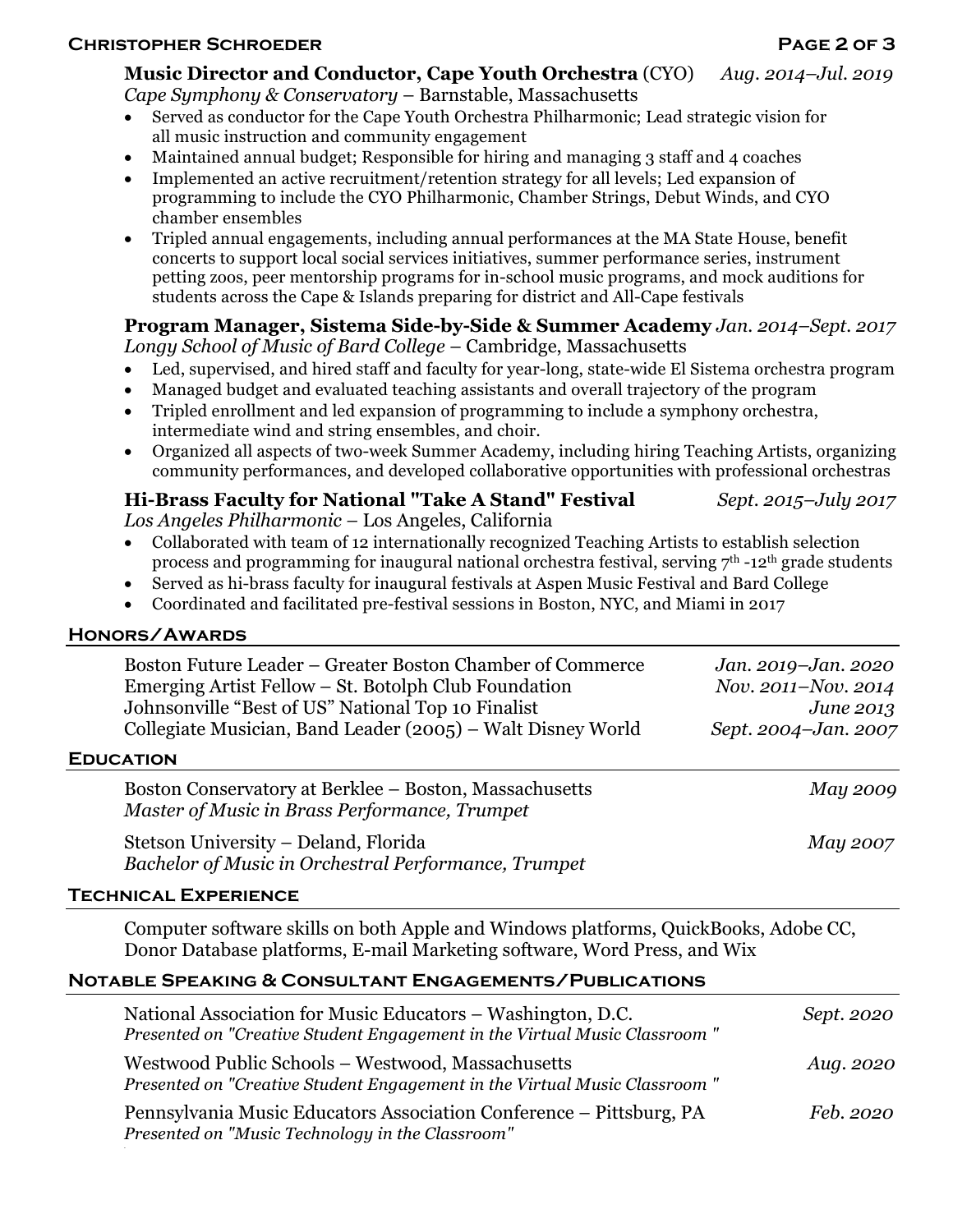**Music Director and Conductor, Cape Youth Orchestra** (CYO) *Aug. 2014–Jul. 2019*
*Cape Symphony & Conservatory* – Barnstable, Massachusetts

- Served as conductor for the Cape Youth Orchestra Philharmonic; Lead strategic vision for all music instruction and community engagement
- Maintained annual budget; Responsible for hiring and managing 3 staff and 4 coaches
- Implemented an active recruitment/retention strategy for all levels; Led expansion of programming to include the CYO Philharmonic, Chamber Strings, Debut Winds, and CYO chamber ensembles
- Tripled annual engagements, including annual performances at the MA State House, benefit concerts to support local social services initiatives, summer performance series, instrument petting zoos, peer mentorship programs for in-school music programs, and mock auditions for students across the Cape & Islands preparing for district and All-Cape festivals

**Program Manager, Sistema Side-by-Side & Summer Academy** *Jan. 2014–Sept. 2017*
*Longy School of Music of Bard College* – Cambridge, Massachusetts

- Led, supervised, and hired staff and faculty for year-long, state-wide El Sistema orchestra program
- Managed budget and evaluated teaching assistants and overall trajectory of the program
- Tripled enrollment and led expansion of programming to include a symphony orchestra, intermediate wind and string ensembles, and choir.
- Organized all aspects of two-week Summer Academy, including hiring Teaching Artists, organizing community performances, and developed collaborative opportunities with professional orchestras

**Hi-Brass Faculty for National "Take A Stand" Festival** *Sept. 2015–July 2017*
*Los Angeles Philharmonic* – Los Angeles, California

- Collaborated with team of 12 internationally recognized Teaching Artists to establish selection process and programming for inaugural national orchestra festival, serving 7th -12th grade students
- Served as hi-brass faculty for inaugural festivals at Aspen Music Festival and Bard College
- Coordinated and facilitated pre-festival sessions in Boston, NYC, and Miami in 2017

## Honors/Awards

- Boston Future Leader – Greater Boston Chamber of Commerce *Jan. 2019–Jan. 2020*
- Emerging Artist Fellow – St. Botolph Club Foundation *Nov. 2011–Nov. 2014*
- Johnsonville "Best of US" National Top 10 Finalist *June 2013*
- Collegiate Musician, Band Leader (2005) – Walt Disney World *Sept. 2004–Jan. 2007*

## Education

Boston Conservatory at Berklee – Boston, Massachusetts *May 2009*
*Master of Music in Brass Performance, Trumpet*

Stetson University – Deland, Florida *May 2007*
*Bachelor of Music in Orchestral Performance, Trumpet*

## Technical Experience

Computer software skills on both Apple and Windows platforms, QuickBooks, Adobe CC, Donor Database platforms, E-mail Marketing software, Word Press, and Wix

## Notable Speaking & Consultant Engagements/Publications

National Association for Music Educators – Washington, D.C. *Sept. 2020*
*Presented on "Creative Student Engagement in the Virtual Music Classroom "*

Westwood Public Schools – Westwood, Massachusetts *Aug. 2020*
*Presented on "Creative Student Engagement in the Virtual Music Classroom "*

Pennsylvania Music Educators Association Conference – Pittsburg, PA *Feb. 2020*
*Presented on "Music Technology in the Classroom"*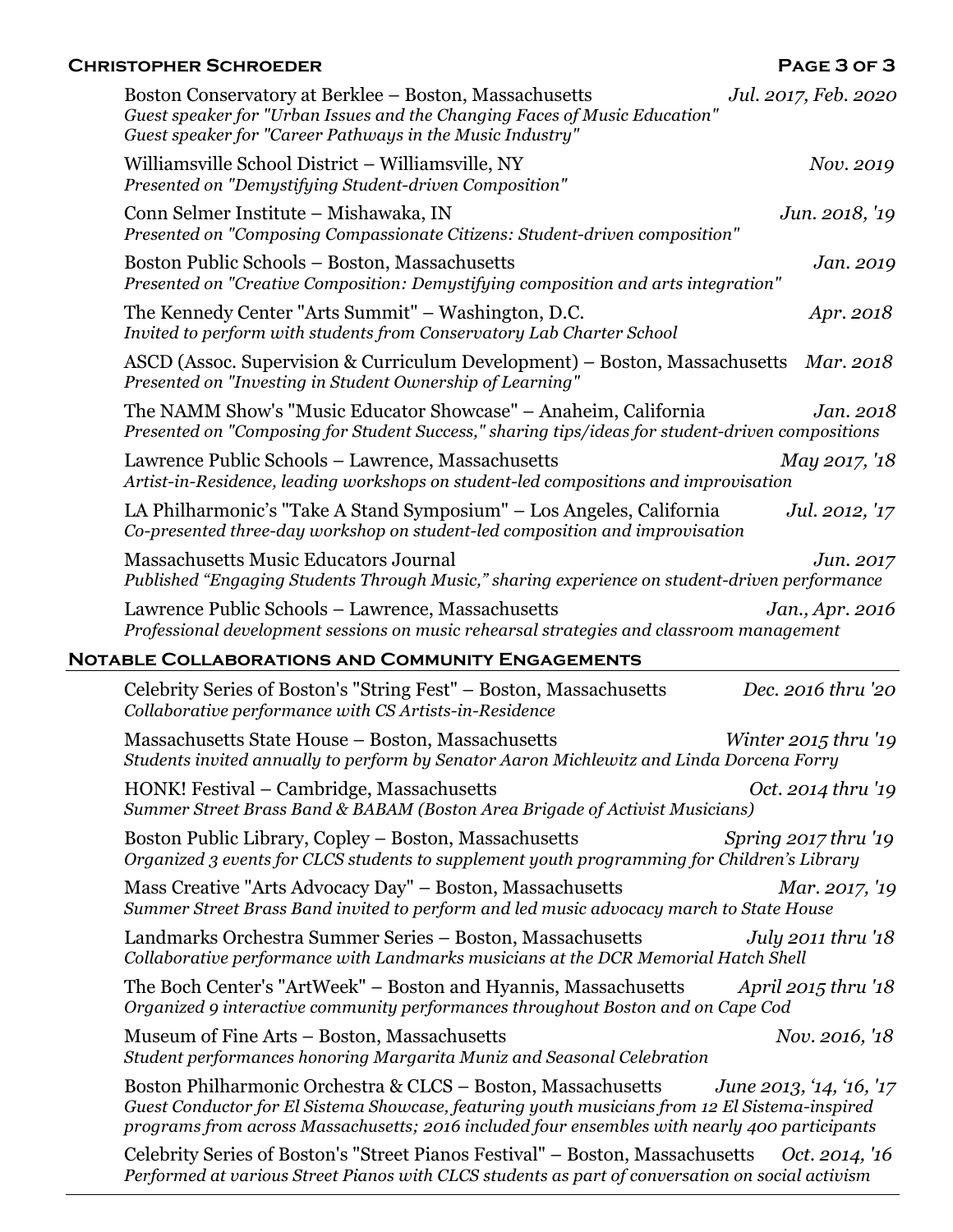Boston Conservatory at Berklee – Boston, Massachusetts *Jul. 2017, Feb. 2020*
*Guest speaker for "Urban Issues and the Changing Faces of Music Education"*
*Guest speaker for "Career Pathways in the Music Industry"*

Williamsville School District – Williamsville, NY *Nov. 2019*
*Presented on "Demystifying Student-driven Composition"*

Conn Selmer Institute – Mishawaka, IN *Jun. 2018, '19*
*Presented on "Composing Compassionate Citizens: Student-driven composition"*

Boston Public Schools – Boston, Massachusetts *Jan. 2019*
*Presented on "Creative Composition: Demystifying composition and arts integration"*

The Kennedy Center "Arts Summit" – Washington, D.C. *Apr. 2018*
*Invited to perform with students from Conservatory Lab Charter School*

ASCD (Assoc. Supervision & Curriculum Development) – Boston, Massachusetts *Mar. 2018*
*Presented on "Investing in Student Ownership of Learning"*

The NAMM Show's "Music Educator Showcase" – Anaheim, California *Jan. 2018*
*Presented on "Composing for Student Success," sharing tips/ideas for student-driven compositions*

Lawrence Public Schools – Lawrence, Massachusetts *May 2017, '18*
*Artist-in-Residence, leading workshops on student-led compositions and improvisation*

LA Philharmonic's "Take A Stand Symposium" – Los Angeles, California *Jul. 2012, '17*
*Co-presented three-day workshop on student-led composition and improvisation*

Massachusetts Music Educators Journal *Jun. 2017*
*Published "Engaging Students Through Music," sharing experience on student-driven performance*

Lawrence Public Schools – Lawrence, Massachusetts *Jan., Apr. 2016*
*Professional development sessions on music rehearsal strategies and classroom management*

## Notable Collaborations and Community Engagements

Celebrity Series of Boston's "String Fest" – Boston, Massachusetts *Dec. 2016 thru '20*
*Collaborative performance with CS Artists-in-Residence*

Massachusetts State House – Boston, Massachusetts *Winter 2015 thru '19*
*Students invited annually to perform by Senator Aaron Michlewitz and Linda Dorcena Forry*

HONK! Festival – Cambridge, Massachusetts *Oct. 2014 thru '19*
*Summer Street Brass Band & BABAM (Boston Area Brigade of Activist Musicians)*

Boston Public Library, Copley – Boston, Massachusetts *Spring 2017 thru '19*
*Organized 3 events for CLCS students to supplement youth programming for Children's Library*

Mass Creative "Arts Advocacy Day" – Boston, Massachusetts *Mar. 2017, '19*
*Summer Street Brass Band invited to perform and led music advocacy march to State House*

Landmarks Orchestra Summer Series – Boston, Massachusetts *July 2011 thru '18*
*Collaborative performance with Landmarks musicians at the DCR Memorial Hatch Shell*

The Boch Center's "ArtWeek" – Boston and Hyannis, Massachusetts *April 2015 thru '18*
*Organized 9 interactive community performances throughout Boston and on Cape Cod*

Museum of Fine Arts – Boston, Massachusetts *Nov. 2016, '18*
*Student performances honoring Margarita Muniz and Seasonal Celebration*

Boston Philharmonic Orchestra & CLCS – Boston, Massachusetts *June 2013, '14, '16, '17*
*Guest Conductor for El Sistema Showcase, featuring youth musicians from 12 El Sistema-inspired programs from across Massachusetts; 2016 included four ensembles with nearly 400 participants*

Celebrity Series of Boston's "Street Pianos Festival" – Boston, Massachusetts *Oct. 2014, '16*
*Performed at various Street Pianos with CLCS students as part of conversation on social activism*